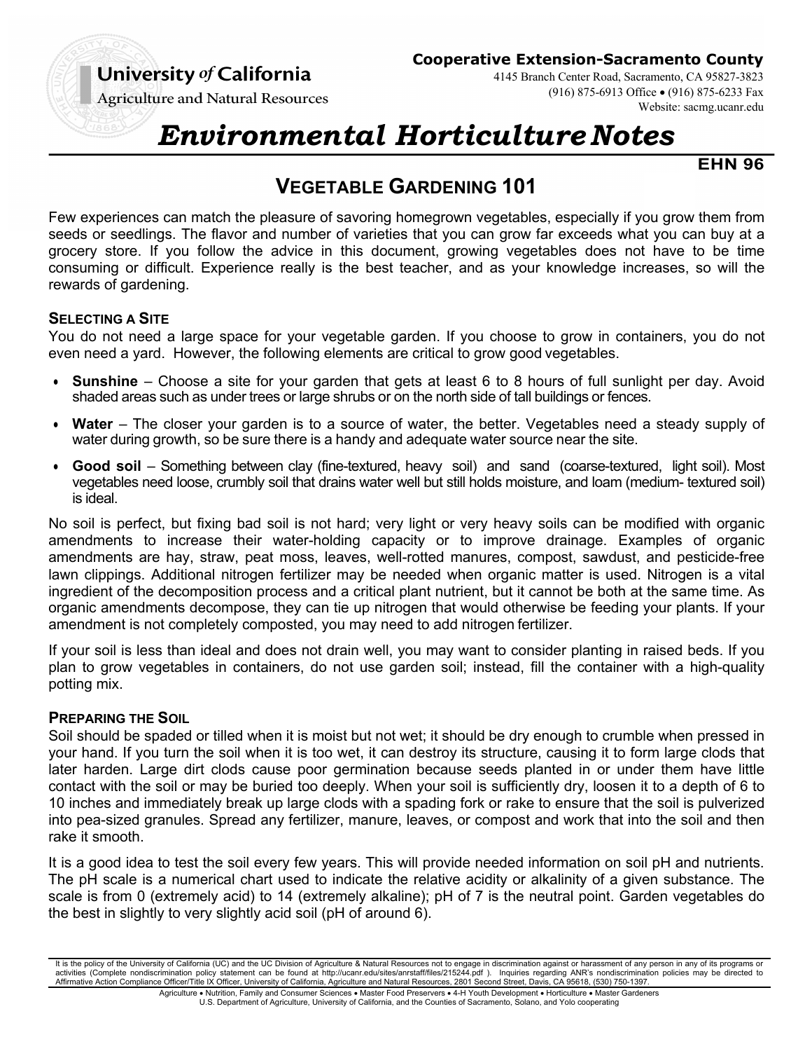**University *of* California**
**Agriculture and Natural Resources**

**Cooperative Extension-Sacramento County**
4145 Branch Center Road, Sacramento, CA 95827-3823
(916) 875-6913 Office • (916) 875-6233 Fax
Website: sacmg.ucanr.edu

# *Environmental Horticulture Notes*

**EHN 96**

## VEGETABLE GARDENING 101

Few experiences can match the pleasure of savoring homegrown vegetables, especially if you grow them from seeds or seedlings. The flavor and number of varieties that you can grow far exceeds what you can buy at a grocery store. If you follow the advice in this document, growing vegetables does not have to be time consuming or difficult. Experience really is the best teacher, and as your knowledge increases, so will the rewards of gardening.

### SELECTING A SITE

You do not need a large space for your vegetable garden. If you choose to grow in containers, you do not even need a yard. However, the following elements are critical to grow good vegetables.

- **Sunshine** – Choose a site for your garden that gets at least 6 to 8 hours of full sunlight per day. Avoid shaded areas such as under trees or large shrubs or on the north side of tall buildings or fences.
- **Water** – The closer your garden is to a source of water, the better. Vegetables need a steady supply of water during growth, so be sure there is a handy and adequate water source near the site.
- **Good soil** – Something between clay (fine-textured, heavy soil) and sand (coarse-textured, light soil). Most vegetables need loose, crumbly soil that drains water well but still holds moisture, and loam (medium- textured soil) is ideal.

No soil is perfect, but fixing bad soil is not hard; very light or very heavy soils can be modified with organic amendments to increase their water-holding capacity or to improve drainage. Examples of organic amendments are hay, straw, peat moss, leaves, well-rotted manures, compost, sawdust, and pesticide-free lawn clippings. Additional nitrogen fertilizer may be needed when organic matter is used. Nitrogen is a vital ingredient of the decomposition process and a critical plant nutrient, but it cannot be both at the same time. As organic amendments decompose, they can tie up nitrogen that would otherwise be feeding your plants. If your amendment is not completely composted, you may need to add nitrogen fertilizer.

If your soil is less than ideal and does not drain well, you may want to consider planting in raised beds. If you plan to grow vegetables in containers, do not use garden soil; instead, fill the container with a high-quality potting mix.

### PREPARING THE SOIL

Soil should be spaded or tilled when it is moist but not wet; it should be dry enough to crumble when pressed in your hand. If you turn the soil when it is too wet, it can destroy its structure, causing it to form large clods that later harden. Large dirt clods cause poor germination because seeds planted in or under them have little contact with the soil or may be buried too deeply. When your soil is sufficiently dry, loosen it to a depth of 6 to 10 inches and immediately break up large clods with a spading fork or rake to ensure that the soil is pulverized into pea-sized granules. Spread any fertilizer, manure, leaves, or compost and work that into the soil and then rake it smooth.

It is a good idea to test the soil every few years. This will provide needed information on soil pH and nutrients. The pH scale is a numerical chart used to indicate the relative acidity or alkalinity of a given substance. The scale is from 0 (extremely acid) to 14 (extremely alkaline); pH of 7 is the neutral point. Garden vegetables do the best in slightly to very slightly acid soil (pH of around 6).

It is the policy of the University of California (UC) and the UC Division of Agriculture & Natural Resources not to engage in discrimination against or harassment of any person in any of its programs or activities (Complete nondiscrimination policy statement can be found at http://ucanr.edu/sites/anrstaff/files/215244.pdf ). Inquiries regarding ANR's nondiscrimination policies may be directed to Affirmative Action Compliance Officer/Title IX Officer, University of California, Agriculture and Natural Resources, 2801 Second Street, Davis, CA 95618, (530) 750-1397.

Agriculture • Nutrition, Family and Consumer Sciences • Master Food Preservers • 4-H Youth Development • Horticulture • Master Gardeners
U.S. Department of Agriculture, University of California, and the Counties of Sacramento, Solano, and Yolo cooperating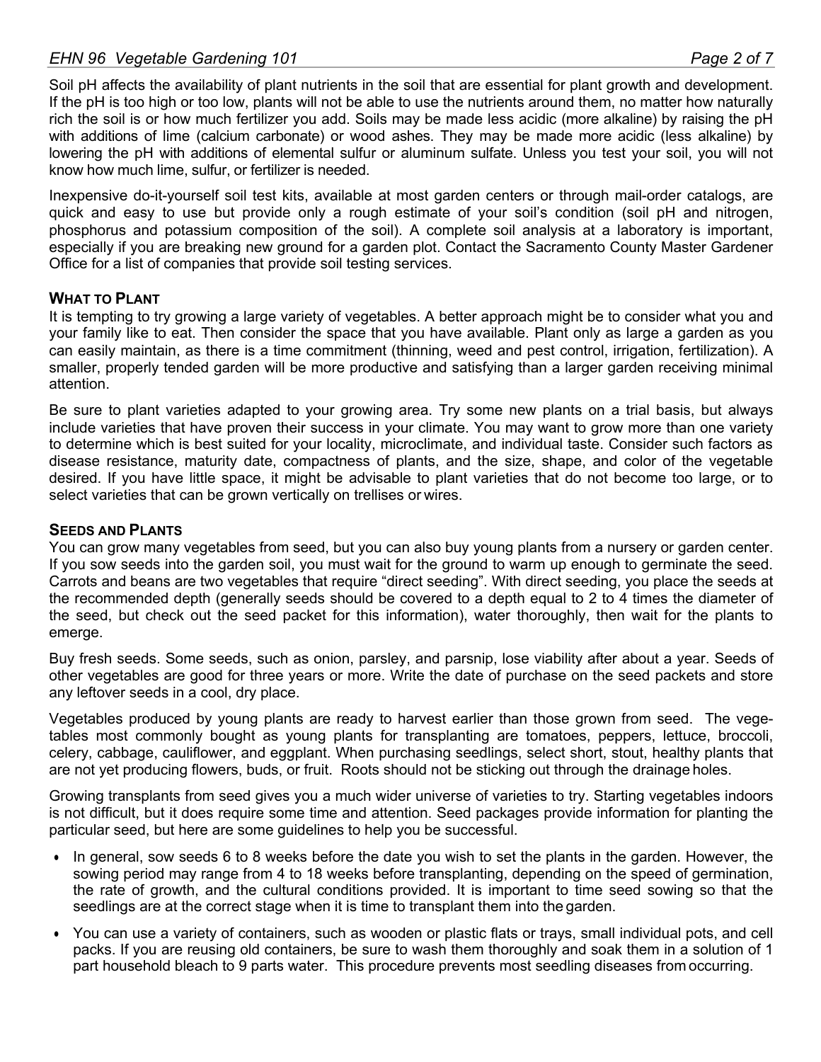Soil pH affects the availability of plant nutrients in the soil that are essential for plant growth and development. If the pH is too high or too low, plants will not be able to use the nutrients around them, no matter how naturally rich the soil is or how much fertilizer you add. Soils may be made less acidic (more alkaline) by raising the pH with additions of lime (calcium carbonate) or wood ashes. They may be made more acidic (less alkaline) by lowering the pH with additions of elemental sulfur or aluminum sulfate. Unless you test your soil, you will not know how much lime, sulfur, or fertilizer is needed.

Inexpensive do-it-yourself soil test kits, available at most garden centers or through mail-order catalogs, are quick and easy to use but provide only a rough estimate of your soil's condition (soil pH and nitrogen, phosphorus and potassium composition of the soil). A complete soil analysis at a laboratory is important, especially if you are breaking new ground for a garden plot. Contact the Sacramento County Master Gardener Office for a list of companies that provide soil testing services.

## WHAT TO PLANT

It is tempting to try growing a large variety of vegetables. A better approach might be to consider what you and your family like to eat. Then consider the space that you have available. Plant only as large a garden as you can easily maintain, as there is a time commitment (thinning, weed and pest control, irrigation, fertilization). A smaller, properly tended garden will be more productive and satisfying than a larger garden receiving minimal attention.

Be sure to plant varieties adapted to your growing area. Try some new plants on a trial basis, but always include varieties that have proven their success in your climate. You may want to grow more than one variety to determine which is best suited for your locality, microclimate, and individual taste. Consider such factors as disease resistance, maturity date, compactness of plants, and the size, shape, and color of the vegetable desired. If you have little space, it might be advisable to plant varieties that do not become too large, or to select varieties that can be grown vertically on trellises or wires.

## SEEDS AND PLANTS

You can grow many vegetables from seed, but you can also buy young plants from a nursery or garden center. If you sow seeds into the garden soil, you must wait for the ground to warm up enough to germinate the seed. Carrots and beans are two vegetables that require "direct seeding". With direct seeding, you place the seeds at the recommended depth (generally seeds should be covered to a depth equal to 2 to 4 times the diameter of the seed, but check out the seed packet for this information), water thoroughly, then wait for the plants to emerge.

Buy fresh seeds. Some seeds, such as onion, parsley, and parsnip, lose viability after about a year. Seeds of other vegetables are good for three years or more. Write the date of purchase on the seed packets and store any leftover seeds in a cool, dry place.

Vegetables produced by young plants are ready to harvest earlier than those grown from seed. The vegetables most commonly bought as young plants for transplanting are tomatoes, peppers, lettuce, broccoli, celery, cabbage, cauliflower, and eggplant. When purchasing seedlings, select short, stout, healthy plants that are not yet producing flowers, buds, or fruit. Roots should not be sticking out through the drainage holes.

Growing transplants from seed gives you a much wider universe of varieties to try. Starting vegetables indoors is not difficult, but it does require some time and attention. Seed packages provide information for planting the particular seed, but here are some guidelines to help you be successful.

- In general, sow seeds 6 to 8 weeks before the date you wish to set the plants in the garden. However, the sowing period may range from 4 to 18 weeks before transplanting, depending on the speed of germination, the rate of growth, and the cultural conditions provided. It is important to time seed sowing so that the seedlings are at the correct stage when it is time to transplant them into the garden.
- You can use a variety of containers, such as wooden or plastic flats or trays, small individual pots, and cell packs. If you are reusing old containers, be sure to wash them thoroughly and soak them in a solution of 1 part household bleach to 9 parts water. This procedure prevents most seedling diseases from occurring.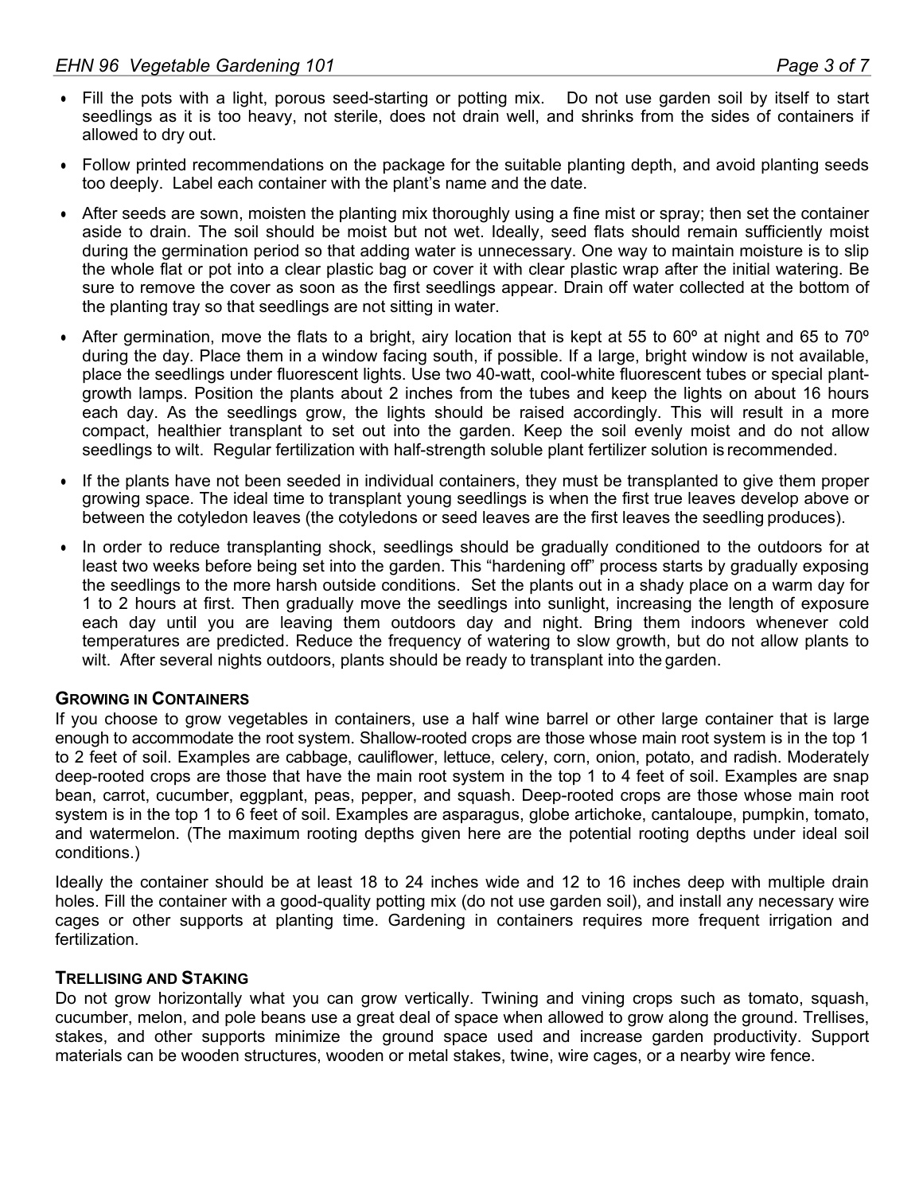- Fill the pots with a light, porous seed-starting or potting mix. Do not use garden soil by itself to start seedlings as it is too heavy, not sterile, does not drain well, and shrinks from the sides of containers if allowed to dry out.
- Follow printed recommendations on the package for the suitable planting depth, and avoid planting seeds too deeply. Label each container with the plant's name and the date.
- After seeds are sown, moisten the planting mix thoroughly using a fine mist or spray; then set the container aside to drain. The soil should be moist but not wet. Ideally, seed flats should remain sufficiently moist during the germination period so that adding water is unnecessary. One way to maintain moisture is to slip the whole flat or pot into a clear plastic bag or cover it with clear plastic wrap after the initial watering. Be sure to remove the cover as soon as the first seedlings appear. Drain off water collected at the bottom of the planting tray so that seedlings are not sitting in water.
- After germination, move the flats to a bright, airy location that is kept at 55 to 60º at night and 65 to 70º during the day. Place them in a window facing south, if possible. If a large, bright window is not available, place the seedlings under fluorescent lights. Use two 40-watt, cool-white fluorescent tubes or special plant-growth lamps. Position the plants about 2 inches from the tubes and keep the lights on about 16 hours each day. As the seedlings grow, the lights should be raised accordingly. This will result in a more compact, healthier transplant to set out into the garden. Keep the soil evenly moist and do not allow seedlings to wilt. Regular fertilization with half-strength soluble plant fertilizer solution is recommended.
- If the plants have not been seeded in individual containers, they must be transplanted to give them proper growing space. The ideal time to transplant young seedlings is when the first true leaves develop above or between the cotyledon leaves (the cotyledons or seed leaves are the first leaves the seedling produces).
- In order to reduce transplanting shock, seedlings should be gradually conditioned to the outdoors for at least two weeks before being set into the garden. This "hardening off" process starts by gradually exposing the seedlings to the more harsh outside conditions. Set the plants out in a shady place on a warm day for 1 to 2 hours at first. Then gradually move the seedlings into sunlight, increasing the length of exposure each day until you are leaving them outdoors day and night. Bring them indoors whenever cold temperatures are predicted. Reduce the frequency of watering to slow growth, but do not allow plants to wilt. After several nights outdoors, plants should be ready to transplant into the garden.

## Growing in Containers

If you choose to grow vegetables in containers, use a half wine barrel or other large container that is large enough to accommodate the root system. Shallow-rooted crops are those whose main root system is in the top 1 to 2 feet of soil. Examples are cabbage, cauliflower, lettuce, celery, corn, onion, potato, and radish. Moderately deep-rooted crops are those that have the main root system in the top 1 to 4 feet of soil. Examples are snap bean, carrot, cucumber, eggplant, peas, pepper, and squash. Deep-rooted crops are those whose main root system is in the top 1 to 6 feet of soil. Examples are asparagus, globe artichoke, cantaloupe, pumpkin, tomato, and watermelon. (The maximum rooting depths given here are the potential rooting depths under ideal soil conditions.)

Ideally the container should be at least 18 to 24 inches wide and 12 to 16 inches deep with multiple drain holes. Fill the container with a good-quality potting mix (do not use garden soil), and install any necessary wire cages or other supports at planting time. Gardening in containers requires more frequent irrigation and fertilization.

## Trellising and Staking

Do not grow horizontally what you can grow vertically. Twining and vining crops such as tomato, squash, cucumber, melon, and pole beans use a great deal of space when allowed to grow along the ground. Trellises, stakes, and other supports minimize the ground space used and increase garden productivity. Support materials can be wooden structures, wooden or metal stakes, twine, wire cages, or a nearby wire fence.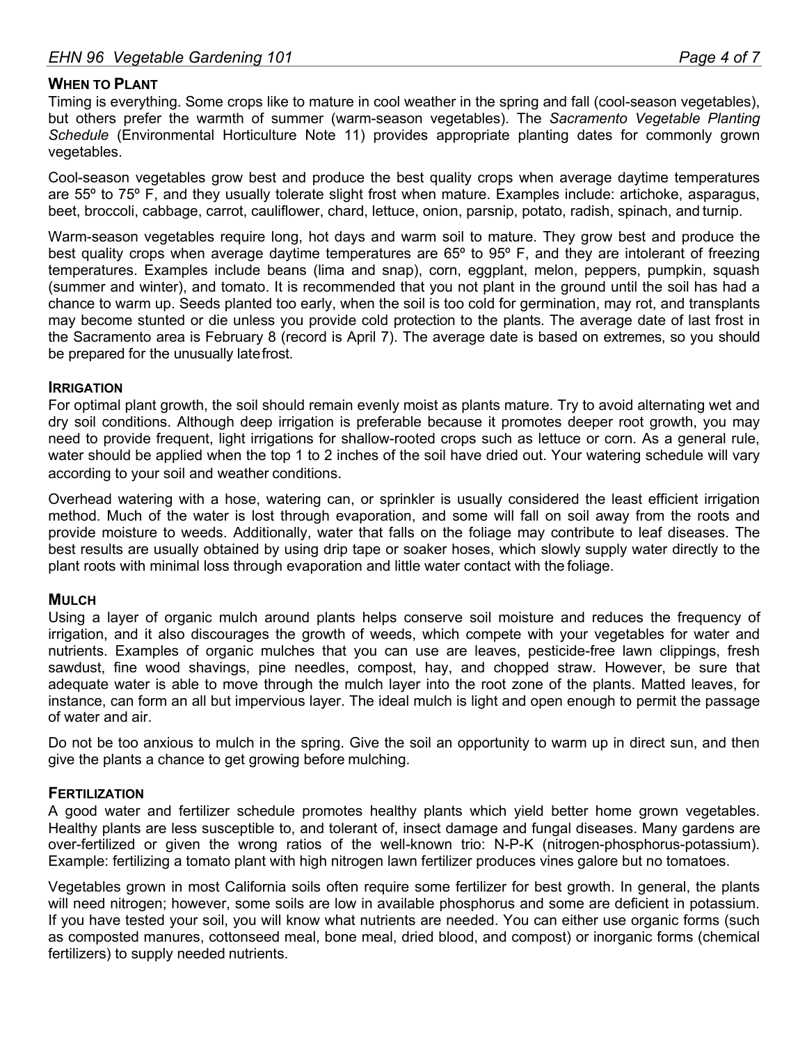## When to Plant

Timing is everything. Some crops like to mature in cool weather in the spring and fall (cool-season vegetables), but others prefer the warmth of summer (warm-season vegetables). The *Sacramento Vegetable Planting Schedule* (Environmental Horticulture Note 11) provides appropriate planting dates for commonly grown vegetables.

Cool-season vegetables grow best and produce the best quality crops when average daytime temperatures are 55º to 75º F, and they usually tolerate slight frost when mature. Examples include: artichoke, asparagus, beet, broccoli, cabbage, carrot, cauliflower, chard, lettuce, onion, parsnip, potato, radish, spinach, and turnip.

Warm-season vegetables require long, hot days and warm soil to mature. They grow best and produce the best quality crops when average daytime temperatures are 65º to 95º F, and they are intolerant of freezing temperatures. Examples include beans (lima and snap), corn, eggplant, melon, peppers, pumpkin, squash (summer and winter), and tomato. It is recommended that you not plant in the ground until the soil has had a chance to warm up. Seeds planted too early, when the soil is too cold for germination, may rot, and transplants may become stunted or die unless you provide cold protection to the plants. The average date of last frost in the Sacramento area is February 8 (record is April 7). The average date is based on extremes, so you should be prepared for the unusually late frost.

## Irrigation

For optimal plant growth, the soil should remain evenly moist as plants mature. Try to avoid alternating wet and dry soil conditions. Although deep irrigation is preferable because it promotes deeper root growth, you may need to provide frequent, light irrigations for shallow-rooted crops such as lettuce or corn. As a general rule, water should be applied when the top 1 to 2 inches of the soil have dried out. Your watering schedule will vary according to your soil and weather conditions.

Overhead watering with a hose, watering can, or sprinkler is usually considered the least efficient irrigation method. Much of the water is lost through evaporation, and some will fall on soil away from the roots and provide moisture to weeds. Additionally, water that falls on the foliage may contribute to leaf diseases. The best results are usually obtained by using drip tape or soaker hoses, which slowly supply water directly to the plant roots with minimal loss through evaporation and little water contact with the foliage.

## Mulch

Using a layer of organic mulch around plants helps conserve soil moisture and reduces the frequency of irrigation, and it also discourages the growth of weeds, which compete with your vegetables for water and nutrients. Examples of organic mulches that you can use are leaves, pesticide-free lawn clippings, fresh sawdust, fine wood shavings, pine needles, compost, hay, and chopped straw. However, be sure that adequate water is able to move through the mulch layer into the root zone of the plants. Matted leaves, for instance, can form an all but impervious layer. The ideal mulch is light and open enough to permit the passage of water and air.

Do not be too anxious to mulch in the spring. Give the soil an opportunity to warm up in direct sun, and then give the plants a chance to get growing before mulching.

## Fertilization

A good water and fertilizer schedule promotes healthy plants which yield better home grown vegetables. Healthy plants are less susceptible to, and tolerant of, insect damage and fungal diseases. Many gardens are over-fertilized or given the wrong ratios of the well-known trio: N-P-K (nitrogen-phosphorus-potassium). Example: fertilizing a tomato plant with high nitrogen lawn fertilizer produces vines galore but no tomatoes.

Vegetables grown in most California soils often require some fertilizer for best growth. In general, the plants will need nitrogen; however, some soils are low in available phosphorus and some are deficient in potassium. If you have tested your soil, you will know what nutrients are needed. You can either use organic forms (such as composted manures, cottonseed meal, bone meal, dried blood, and compost) or inorganic forms (chemical fertilizers) to supply needed nutrients.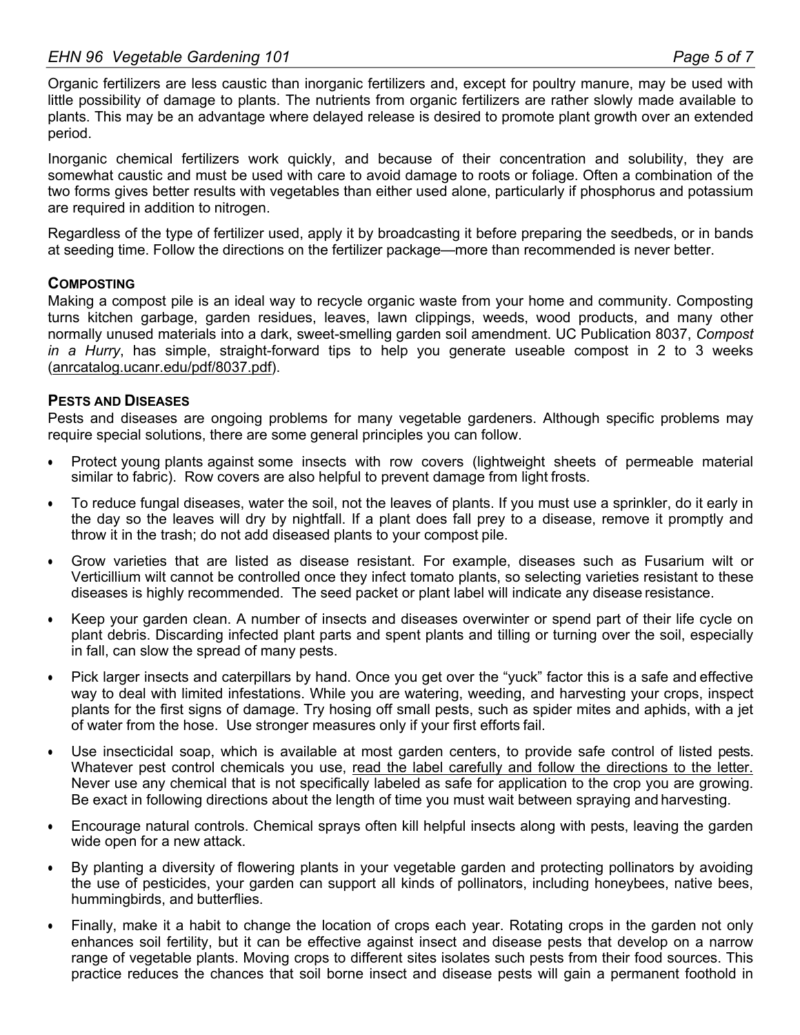Organic fertilizers are less caustic than inorganic fertilizers and, except for poultry manure, may be used with little possibility of damage to plants. The nutrients from organic fertilizers are rather slowly made available to plants. This may be an advantage where delayed release is desired to promote plant growth over an extended period.

Inorganic chemical fertilizers work quickly, and because of their concentration and solubility, they are somewhat caustic and must be used with care to avoid damage to roots or foliage. Often a combination of the two forms gives better results with vegetables than either used alone, particularly if phosphorus and potassium are required in addition to nitrogen.

Regardless of the type of fertilizer used, apply it by broadcasting it before preparing the seedbeds, or in bands at seeding time. Follow the directions on the fertilizer package—more than recommended is never better.

### Composting

Making a compost pile is an ideal way to recycle organic waste from your home and community. Composting turns kitchen garbage, garden residues, leaves, lawn clippings, weeds, wood products, and many other normally unused materials into a dark, sweet-smelling garden soil amendment. UC Publication 8037, *Compost in a Hurry*, has simple, straight-forward tips to help you generate useable compost in 2 to 3 weeks (anrcatalog.ucanr.edu/pdf/8037.pdf).

### Pests and Diseases

Pests and diseases are ongoing problems for many vegetable gardeners. Although specific problems may require special solutions, there are some general principles you can follow.

- Protect young plants against some insects with row covers (lightweight sheets of permeable material similar to fabric). Row covers are also helpful to prevent damage from light frosts.
- To reduce fungal diseases, water the soil, not the leaves of plants. If you must use a sprinkler, do it early in the day so the leaves will dry by nightfall. If a plant does fall prey to a disease, remove it promptly and throw it in the trash; do not add diseased plants to your compost pile.
- Grow varieties that are listed as disease resistant. For example, diseases such as Fusarium wilt or Verticillium wilt cannot be controlled once they infect tomato plants, so selecting varieties resistant to these diseases is highly recommended. The seed packet or plant label will indicate any disease resistance.
- Keep your garden clean. A number of insects and diseases overwinter or spend part of their life cycle on plant debris. Discarding infected plant parts and spent plants and tilling or turning over the soil, especially in fall, can slow the spread of many pests.
- Pick larger insects and caterpillars by hand. Once you get over the "yuck" factor this is a safe and effective way to deal with limited infestations. While you are watering, weeding, and harvesting your crops, inspect plants for the first signs of damage. Try hosing off small pests, such as spider mites and aphids, with a jet of water from the hose. Use stronger measures only if your first efforts fail.
- Use insecticidal soap, which is available at most garden centers, to provide safe control of listed pests. Whatever pest control chemicals you use, <u>read the label carefully and follow the directions to the letter.</u> Never use any chemical that is not specifically labeled as safe for application to the crop you are growing. Be exact in following directions about the length of time you must wait between spraying and harvesting.
- Encourage natural controls. Chemical sprays often kill helpful insects along with pests, leaving the garden wide open for a new attack.
- By planting a diversity of flowering plants in your vegetable garden and protecting pollinators by avoiding the use of pesticides, your garden can support all kinds of pollinators, including honeybees, native bees, hummingbirds, and butterflies.
- Finally, make it a habit to change the location of crops each year. Rotating crops in the garden not only enhances soil fertility, but it can be effective against insect and disease pests that develop on a narrow range of vegetable plants. Moving crops to different sites isolates such pests from their food sources. This practice reduces the chances that soil borne insect and disease pests will gain a permanent foothold in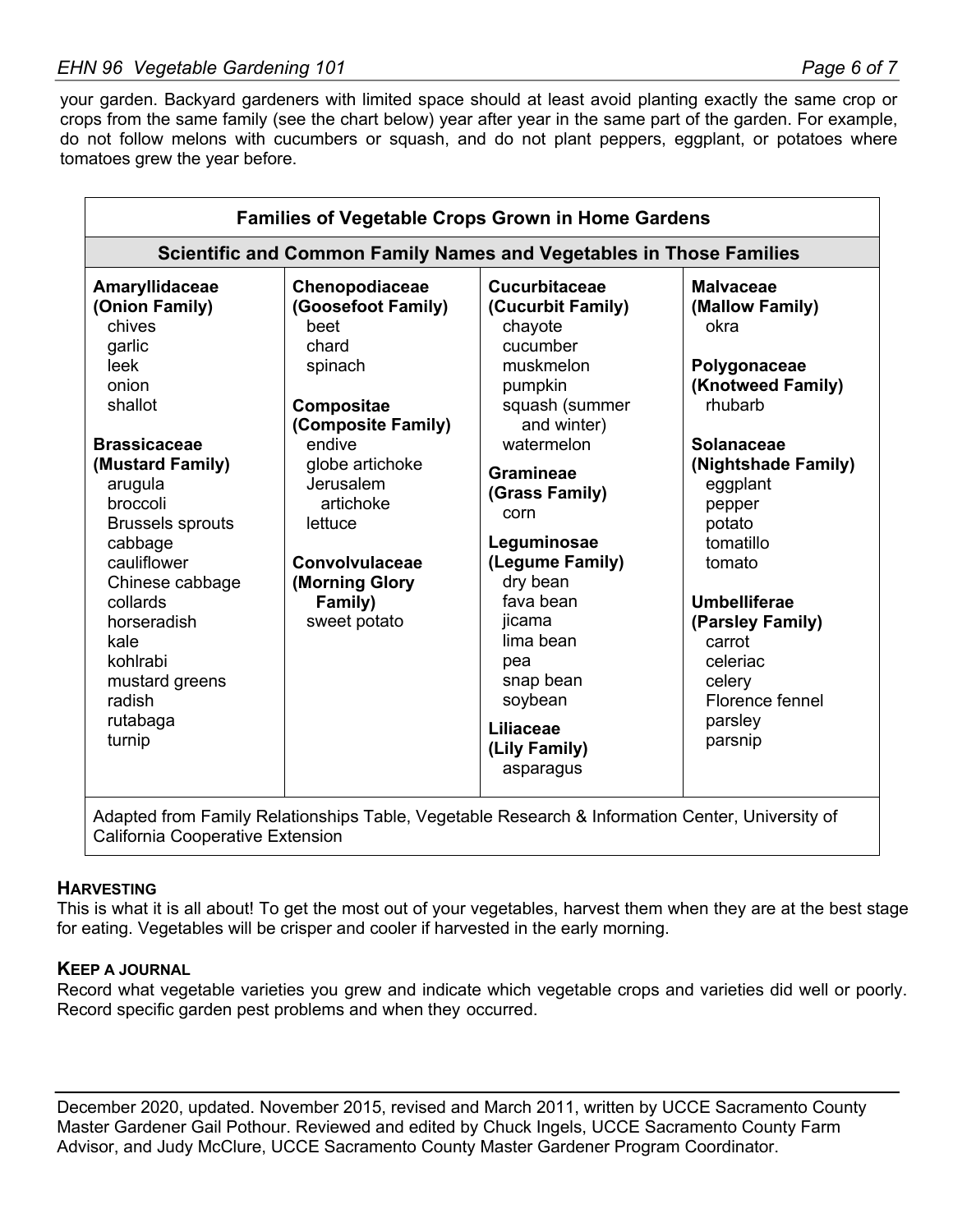your garden. Backyard gardeners with limited space should at least avoid planting exactly the same crop or crops from the same family (see the chart below) year after year in the same part of the garden. For example, do not follow melons with cucumbers or squash, and do not plant peppers, eggplant, or potatoes where tomatoes grew the year before.

| Families of Vegetable Crops Grown in Home Gardens | | | |
|---|---|---|---|
| **Scientific and Common Family Names and Vegetables in Those Families** | | | |
| **Amaryllidaceae (Onion Family)**<br>chives<br>garlic<br>leek<br>onion<br>shallot<br><br>**Brassicaceae (Mustard Family)**<br>arugula<br>broccoli<br>Brussels sprouts<br>cabbage<br>cauliflower<br>Chinese cabbage<br>collards<br>horseradish<br>kale<br>kohlrabi<br>mustard greens<br>radish<br>rutabaga<br>turnip | **Chenopodiaceae (Goosefoot Family)**<br>beet<br>chard<br>spinach<br><br>**Compositae (Composite Family)**<br>endive<br>globe artichoke<br>Jerusalem artichoke<br>lettuce<br><br>**Convolvulaceae (Morning Glory Family)**<br>sweet potato | **Cucurbitaceae (Cucurbit Family)**<br>chayote<br>cucumber<br>muskmelon<br>pumpkin<br>squash (summer and winter)<br>watermelon<br><br>**Gramineae (Grass Family)**<br>corn<br><br>**Leguminosae (Legume Family)**<br>dry bean<br>fava bean<br>jicama<br>lima bean<br>pea<br>snap bean<br>soybean<br><br>**Liliaceae (Lily Family)**<br>asparagus | **Malvaceae (Mallow Family)**<br>okra<br><br>**Polygonaceae (Knotweed Family)**<br>rhubarb<br><br>**Solanaceae (Nightshade Family)**<br>eggplant<br>pepper<br>potato<br>tomatillo<br>tomato<br><br>**Umbelliferae (Parsley Family)**<br>carrot<br>celeriac<br>celery<br>Florence fennel<br>parsley<br>parsnip |
| Adapted from Family Relationships Table, Vegetable Research & Information Center, University of California Cooperative Extension | | | |

### Harvesting

This is what it is all about! To get the most out of your vegetables, harvest them when they are at the best stage for eating. Vegetables will be crisper and cooler if harvested in the early morning.

### Keep a Journal

Record what vegetable varieties you grew and indicate which vegetable crops and varieties did well or poorly. Record specific garden pest problems and when they occurred.

---

December 2020, updated. November 2015, revised and March 2011, written by UCCE Sacramento County Master Gardener Gail Pothour. Reviewed and edited by Chuck Ingels, UCCE Sacramento County Farm Advisor, and Judy McClure, UCCE Sacramento County Master Gardener Program Coordinator.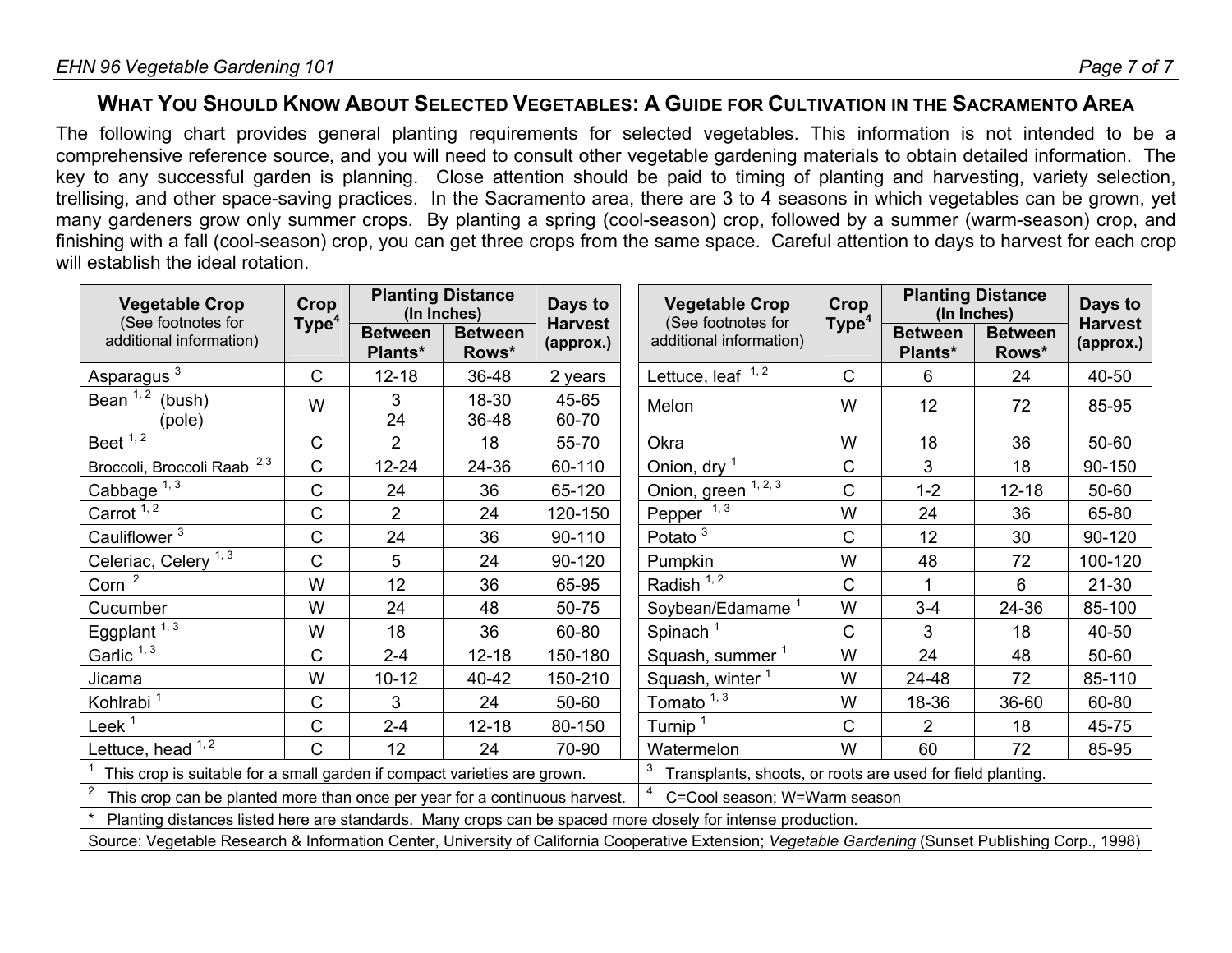## WHAT YOU SHOULD KNOW ABOUT SELECTED VEGETABLES: A GUIDE FOR CULTIVATION IN THE SACRAMENTO AREA

The following chart provides general planting requirements for selected vegetables. This information is not intended to be a comprehensive reference source, and you will need to consult other vegetable gardening materials to obtain detailed information. The key to any successful garden is planning. Close attention should be paid to timing of planting and harvesting, variety selection, trellising, and other space-saving practices. In the Sacramento area, there are 3 to 4 seasons in which vegetables can be grown, yet many gardeners grow only summer crops. By planting a spring (cool-season) crop, followed by a summer (warm-season) crop, and finishing with a fall (cool-season) crop, you can get three crops from the same space. Careful attention to days to harvest for each crop will establish the ideal rotation.

| Vegetable Crop (See footnotes for additional information) | Crop Type[4] | Planting Distance (In Inches) | | Days to Harvest (approx.) |
|---|---|---|---|---|
| | | Between Plants* | Between Rows* | |
| Asparagus [3] | C | 12-18 | 36-48 | 2 years |
| Bean [1, 2] (bush) | W | 3 | 18-30 | 45-65 |
| (pole) | W | 24 | 36-48 | 60-70 |
| Beet [1, 2] | C | 2 | 18 | 55-70 |
| Broccoli, Broccoli Raab [2,3] | C | 12-24 | 24-36 | 60-110 |
| Cabbage [1, 3] | C | 24 | 36 | 65-120 |
| Carrot [1, 2] | C | 2 | 24 | 120-150 |
| Cauliflower [3] | C | 24 | 36 | 90-110 |
| Celeriac, Celery [1, 3] | C | 5 | 24 | 90-120 |
| Corn [2] | W | 12 | 36 | 65-95 |
| Cucumber | W | 24 | 48 | 50-75 |
| Eggplant [1, 3] | W | 18 | 36 | 60-80 |
| Garlic [1, 3] | C | 2-4 | 12-18 | 150-180 |
| Jicama | W | 10-12 | 40-42 | 150-210 |
| Kohlrabi [1] | C | 3 | 24 | 50-60 |
| Leek [1] | C | 2-4 | 12-18 | 80-150 |
| Lettuce, head [1, 2] | C | 12 | 24 | 70-90 |
| Lettuce, leaf [1, 2] | C | 6 | 24 | 40-50 |
| Melon | W | 12 | 72 | 85-95 |
| Okra | W | 18 | 36 | 50-60 |
| Onion, dry [1] | C | 3 | 18 | 90-150 |
| Onion, green [1, 2, 3] | C | 1-2 | 12-18 | 50-60 |
| Pepper [1, 3] | W | 24 | 36 | 65-80 |
| Potato [3] | C | 12 | 30 | 90-120 |
| Pumpkin | W | 48 | 72 | 100-120 |
| Radish [1, 2] | C | 1 | 6 | 21-30 |
| Soybean/Edamame [1] | W | 3-4 | 24-36 | 85-100 |
| Spinach [1] | C | 3 | 18 | 40-50 |
| Squash, summer [1] | W | 24 | 48 | 50-60 |
| Squash, winter [1] | W | 24-48 | 72 | 85-110 |
| Tomato [1, 3] | W | 18-36 | 36-60 | 60-80 |
| Turnip [1] | C | 2 | 18 | 45-75 |
| Watermelon | W | 60 | 72 | 85-95 |

[1] This crop is suitable for a small garden if compact varieties are grown.

[2] This crop can be planted more than once per year for a continuous harvest.

[3] Transplants, shoots, or roots are used for field planting.

[4] C=Cool season; W=Warm season

\* Planting distances listed here are standards. Many crops can be spaced more closely for intense production.

Source: Vegetable Research & Information Center, University of California Cooperative Extension; *Vegetable Gardening* (Sunset Publishing Corp., 1998)